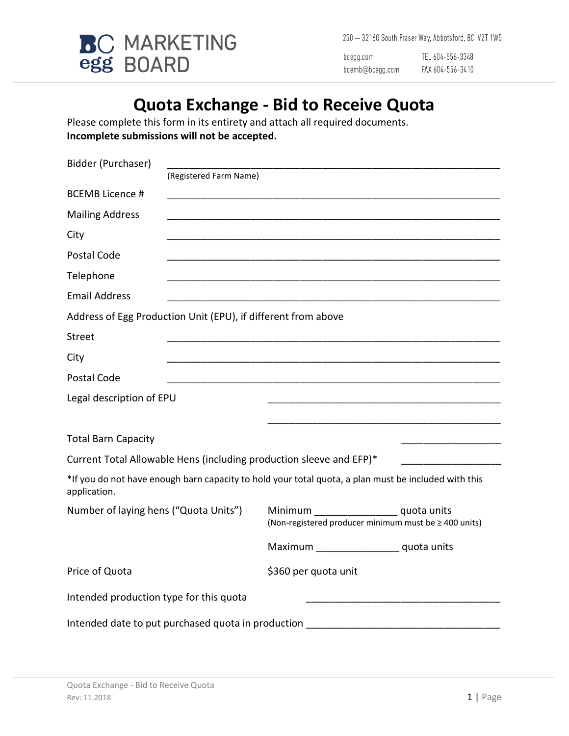BC egg MARKETING BOARD

250 – 32160 South Fraser Way, Abbotsford, BC V2T 1W5

bcegg.com TEL 604-556-3348

bcemb@bcegg.com FAX 604-556-3410

# Quota Exchange - Bid to Receive Quota

Please complete this form in its entirety and attach all required documents.
**Incomplete submissions will not be accepted.**

Bidder (Purchaser) ______________________________________________
(Registered Farm Name)

BCEMB Licence # ______________________________________________

Mailing Address ______________________________________________

City ______________________________________________

Postal Code ______________________________________________

Telephone ______________________________________________

Email Address ______________________________________________

Address of Egg Production Unit (EPU), if different from above

Street ______________________________________________

City ______________________________________________

Postal Code ______________________________________________

Legal description of EPU ______________________________________________

______________________________________________

Total Barn Capacity ______________

Current Total Allowable Hens (including production sleeve and EFP)* ______________

*If you do not have enough barn capacity to hold your total quota, a plan must be included with this application.

Number of laying hens ("Quota Units") Minimum ______________ quota units
(Non-registered producer minimum must be ≥ 400 units)

Maximum ______________ quota units

Price of Quota $360 per quota unit

Intended production type for this quota ______________________________

Intended date to put purchased quota in production ______________________________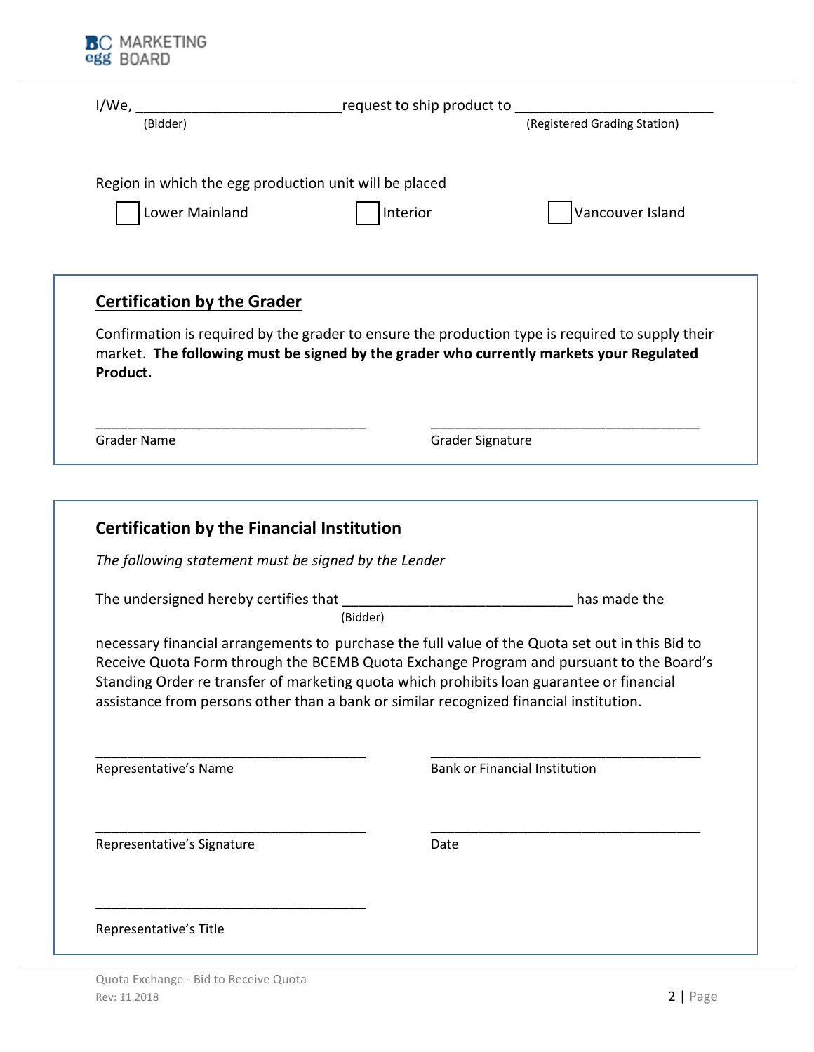I/We, _________________________ request to ship product to _________________________
(Bidder) (Registered Grading Station)

Region in which the egg production unit will be placed

☐ Lower Mainland ☐ Interior ☐ Vancouver Island

## Certification by the Grader

Confirmation is required by the grader to ensure the production type is required to supply their market. **The following must be signed by the grader who currently markets your Regulated Product.**

___________________________________ ___________________________________
Grader Name Grader Signature

## Certification by the Financial Institution

*The following statement must be signed by the Lender*

The undersigned hereby certifies that _____________________________ has made the
(Bidder)

necessary financial arrangements to purchase the full value of the Quota set out in this Bid to Receive Quota Form through the BCEMB Quota Exchange Program and pursuant to the Board's Standing Order re transfer of marketing quota which prohibits loan guarantee or financial assistance from persons other than a bank or similar recognized financial institution.

___________________________________ ___________________________________
Representative's Name Bank or Financial Institution

___________________________________ ___________________________________
Representative's Signature Date

___________________________________
Representative's Title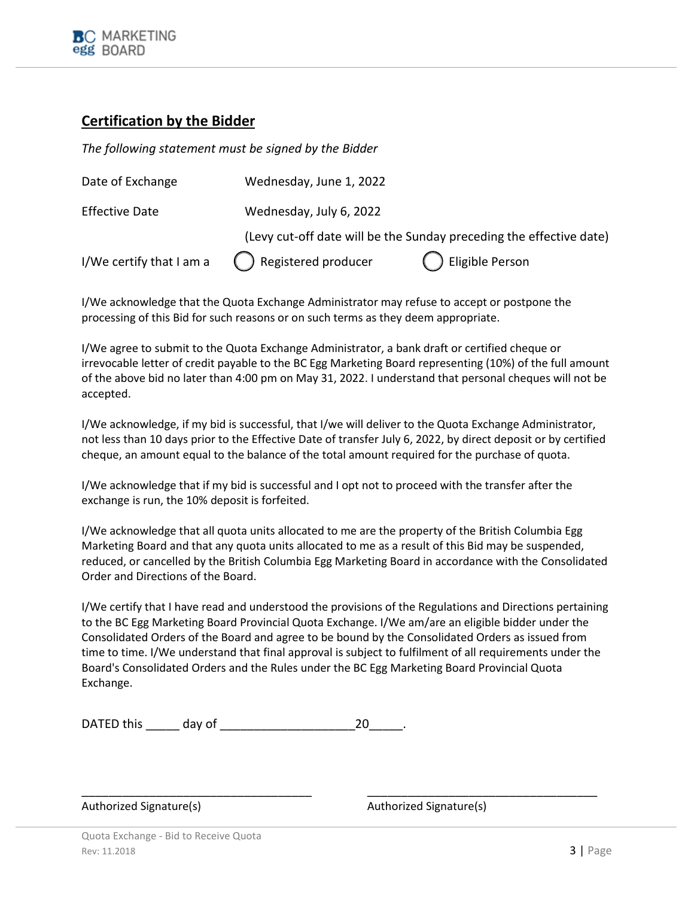## Certification by the Bidder

*The following statement must be signed by the Bidder*

| | |
|---|---|
| Date of Exchange | Wednesday, June 1, 2022 |
| Effective Date | Wednesday, July 6, 2022 |
| | (Levy cut-off date will be the Sunday preceding the effective date) |
| I/We certify that I am a | ◯ Registered producer ◯ Eligible Person |

I/We acknowledge that the Quota Exchange Administrator may refuse to accept or postpone the processing of this Bid for such reasons or on such terms as they deem appropriate.

I/We agree to submit to the Quota Exchange Administrator, a bank draft or certified cheque or irrevocable letter of credit payable to the BC Egg Marketing Board representing (10%) of the full amount of the above bid no later than 4:00 pm on May 31, 2022. I understand that personal cheques will not be accepted.

I/We acknowledge, if my bid is successful, that I/we will deliver to the Quota Exchange Administrator, not less than 10 days prior to the Effective Date of transfer July 6, 2022, by direct deposit or by certified cheque, an amount equal to the balance of the total amount required for the purchase of quota.

I/We acknowledge that if my bid is successful and I opt not to proceed with the transfer after the exchange is run, the 10% deposit is forfeited.

I/We acknowledge that all quota units allocated to me are the property of the British Columbia Egg Marketing Board and that any quota units allocated to me as a result of this Bid may be suspended, reduced, or cancelled by the British Columbia Egg Marketing Board in accordance with the Consolidated Order and Directions of the Board.

I/We certify that I have read and understood the provisions of the Regulations and Directions pertaining to the BC Egg Marketing Board Provincial Quota Exchange. I/We am/are an eligible bidder under the Consolidated Orders of the Board and agree to be bound by the Consolidated Orders as issued from time to time. I/We understand that final approval is subject to fulfilment of all requirements under the Board's Consolidated Orders and the Rules under the BC Egg Marketing Board Provincial Quota Exchange.

DATED this _____ day of ____________________20_____.

___________________________________ ___________________________________

Authorized Signature(s) Authorized Signature(s)

Quota Exchange - Bid to Receive Quota
Rev: 11.2018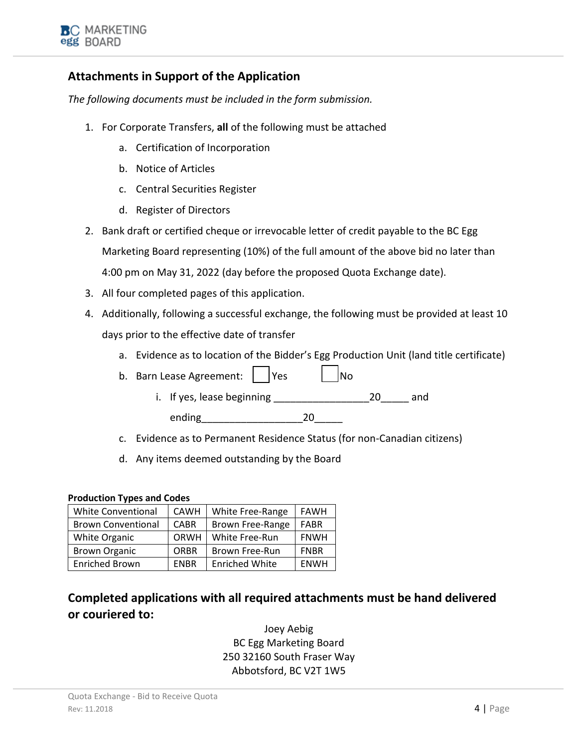## Attachments in Support of the Application

*The following documents must be included in the form submission.*

1. For Corporate Transfers, **all** of the following must be attached
   a. Certification of Incorporation
   b. Notice of Articles
   c. Central Securities Register
   d. Register of Directors
2. Bank draft or certified cheque or irrevocable letter of credit payable to the BC Egg Marketing Board representing (10%) of the full amount of the above bid no later than 4:00 pm on May 31, 2022 (day before the proposed Quota Exchange date).
3. All four completed pages of this application.
4. Additionally, following a successful exchange, the following must be provided at least 10 days prior to the effective date of transfer
   a. Evidence as to location of the Bidder's Egg Production Unit (land title certificate)
   b. Barn Lease Agreement: ☐ Yes ☐ No
      i. If yes, lease beginning _________________20_____ and ending_________________20_____
   c. Evidence as to Permanent Residence Status (for non-Canadian citizens)
   d. Any items deemed outstanding by the Board

**Production Types and Codes**

| | | | |
|---|---|---|---|
| White Conventional | CAWH | White Free-Range | FAWH |
| Brown Conventional | CABR | Brown Free-Range | FABR |
| White Organic | ORWH | White Free-Run | FNWH |
| Brown Organic | ORBR | Brown Free-Run | FNBR |
| Enriched Brown | ENBR | Enriched White | ENWH |

## Completed applications with all required attachments must be hand delivered or couriered to:

Joey Aebig
BC Egg Marketing Board
250 32160 South Fraser Way
Abbotsford, BC V2T 1W5